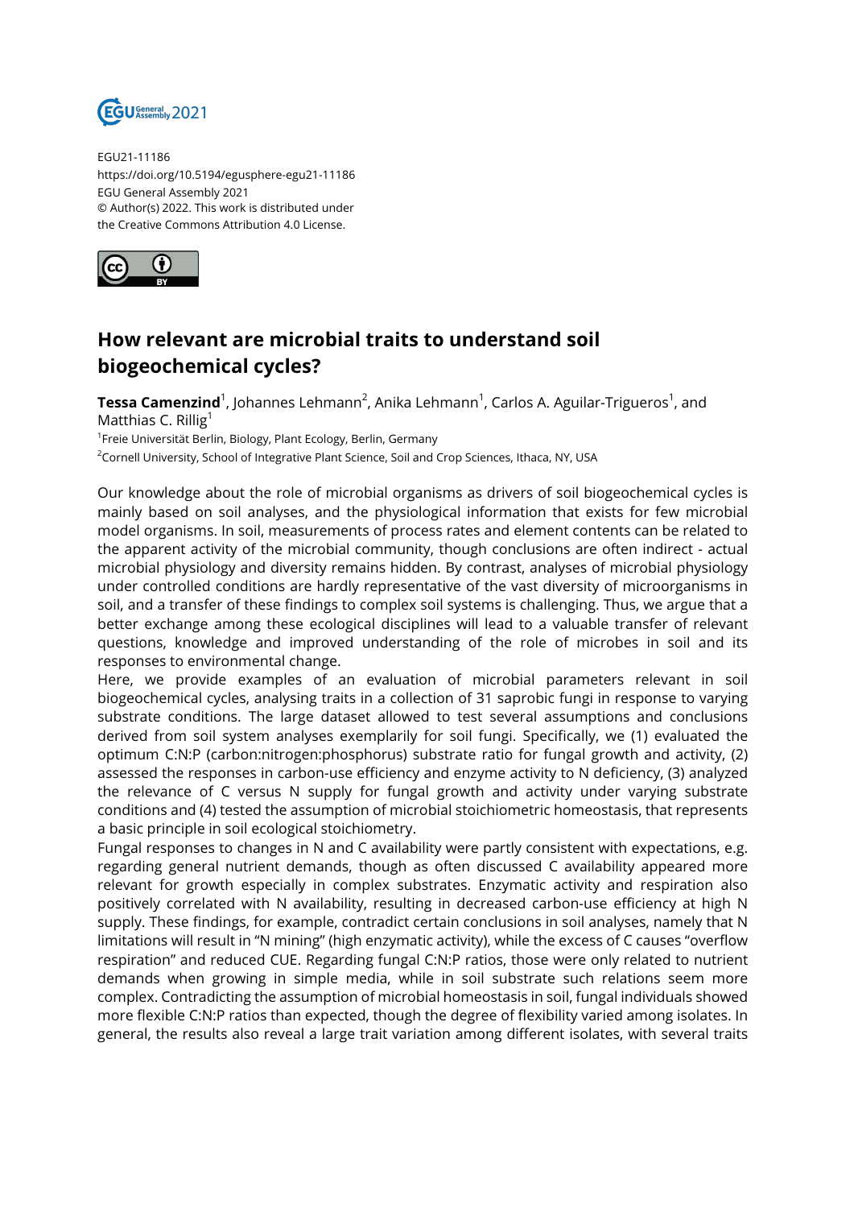EGU21-11186
https://doi.org/10.5194/egusphere-egu21-11186
EGU General Assembly 2021
© Author(s) 2022. This work is distributed under
the Creative Commons Attribution 4.0 License.

# How relevant are microbial traits to understand soil biogeochemical cycles?

**Tessa Camenzind**[1], Johannes Lehmann[2], Anika Lehmann[1], Carlos A. Aguilar-Trigueros[1], and Matthias C. Rillig[1]

[1]Freie Universität Berlin, Biology, Plant Ecology, Berlin, Germany

[2]Cornell University, School of Integrative Plant Science, Soil and Crop Sciences, Ithaca, NY, USA

Our knowledge about the role of microbial organisms as drivers of soil biogeochemical cycles is mainly based on soil analyses, and the physiological information that exists for few microbial model organisms. In soil, measurements of process rates and element contents can be related to the apparent activity of the microbial community, though conclusions are often indirect - actual microbial physiology and diversity remains hidden. By contrast, analyses of microbial physiology under controlled conditions are hardly representative of the vast diversity of microorganisms in soil, and a transfer of these findings to complex soil systems is challenging. Thus, we argue that a better exchange among these ecological disciplines will lead to a valuable transfer of relevant questions, knowledge and improved understanding of the role of microbes in soil and its responses to environmental change.

Here, we provide examples of an evaluation of microbial parameters relevant in soil biogeochemical cycles, analysing traits in a collection of 31 saprobic fungi in response to varying substrate conditions. The large dataset allowed to test several assumptions and conclusions derived from soil system analyses exemplarily for soil fungi. Specifically, we (1) evaluated the optimum C:N:P (carbon:nitrogen:phosphorus) substrate ratio for fungal growth and activity, (2) assessed the responses in carbon-use efficiency and enzyme activity to N deficiency, (3) analyzed the relevance of C versus N supply for fungal growth and activity under varying substrate conditions and (4) tested the assumption of microbial stoichiometric homeostasis, that represents a basic principle in soil ecological stoichiometry.

Fungal responses to changes in N and C availability were partly consistent with expectations, e.g. regarding general nutrient demands, though as often discussed C availability appeared more relevant for growth especially in complex substrates. Enzymatic activity and respiration also positively correlated with N availability, resulting in decreased carbon-use efficiency at high N supply. These findings, for example, contradict certain conclusions in soil analyses, namely that N limitations will result in "N mining" (high enzymatic activity), while the excess of C causes "overflow respiration" and reduced CUE. Regarding fungal C:N:P ratios, those were only related to nutrient demands when growing in simple media, while in soil substrate such relations seem more complex. Contradicting the assumption of microbial homeostasis in soil, fungal individuals showed more flexible C:N:P ratios than expected, though the degree of flexibility varied among isolates. In general, the results also reveal a large trait variation among different isolates, with several traits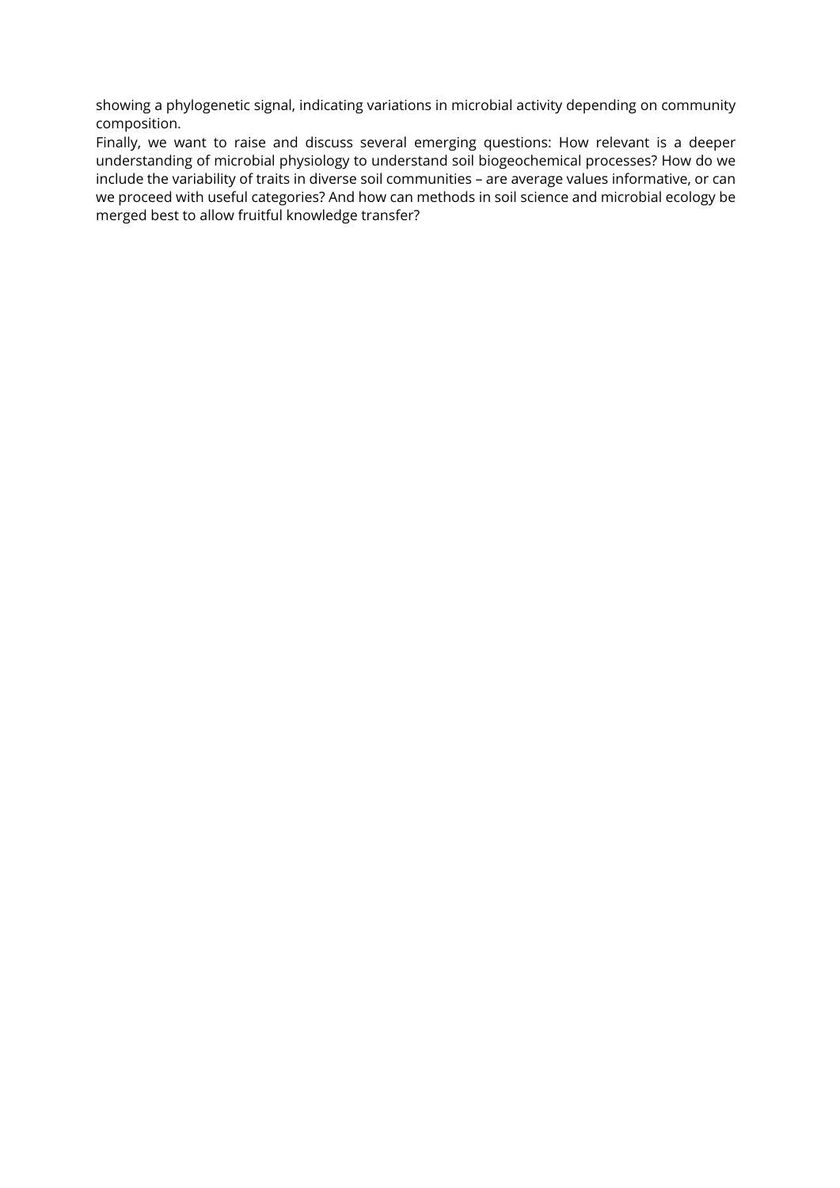showing a phylogenetic signal, indicating variations in microbial activity depending on community composition.

Finally, we want to raise and discuss several emerging questions: How relevant is a deeper understanding of microbial physiology to understand soil biogeochemical processes? How do we include the variability of traits in diverse soil communities – are average values informative, or can we proceed with useful categories? And how can methods in soil science and microbial ecology be merged best to allow fruitful knowledge transfer?